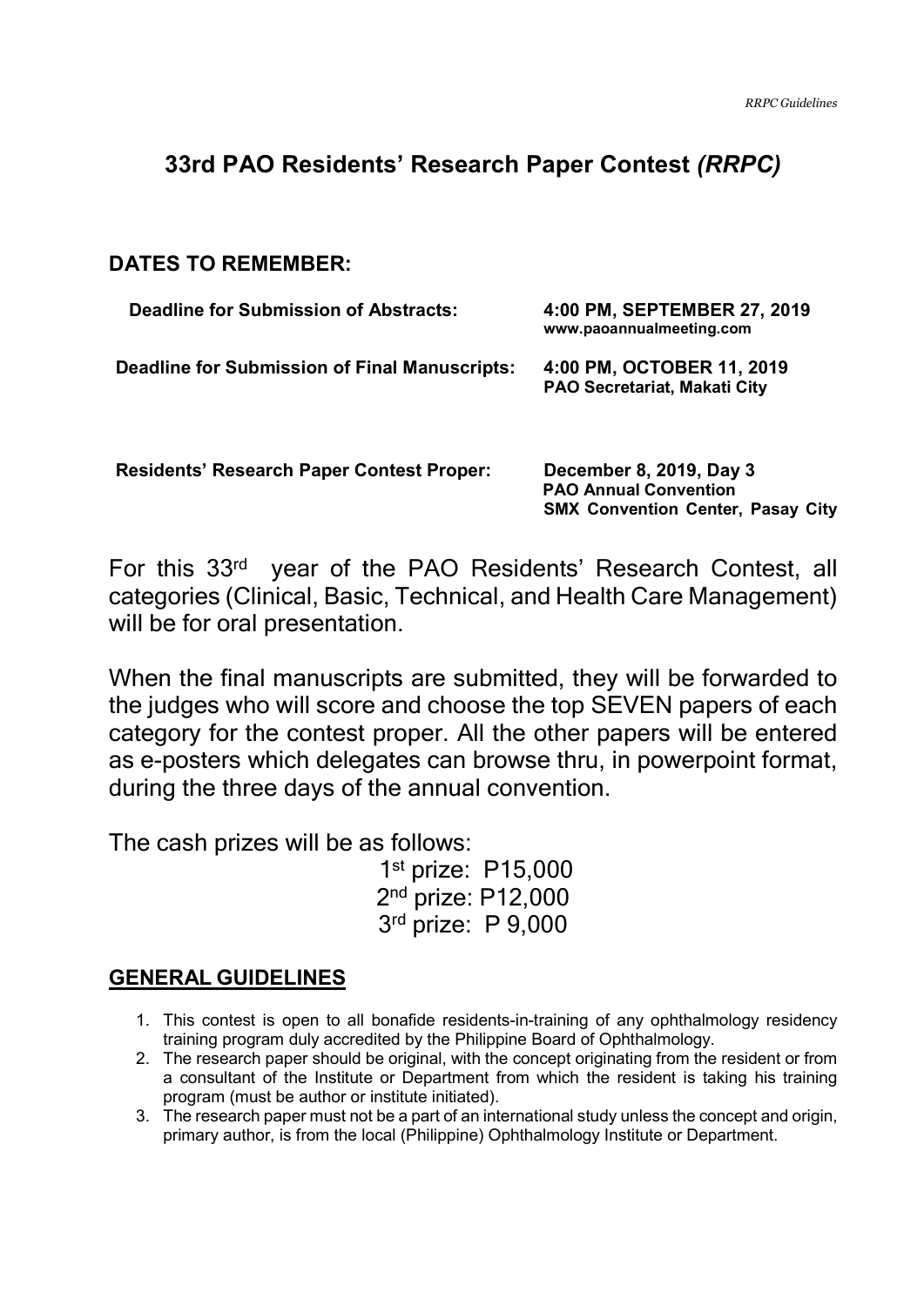# 33rd PAO Residents' Research Paper Contest *(RRPC)*

## DATES TO REMEMBER:

| | |
|---|---|
| **Deadline for Submission of Abstracts:** | **4:00 PM, SEPTEMBER 27, 2019**<br>**www.paoannualmeeting.com** |
| **Deadline for Submission of Final Manuscripts:** | **4:00 PM, OCTOBER 11, 2019**<br>**PAO Secretariat, Makati City** |
| **Residents' Research Paper Contest Proper:** | **December 8, 2019, Day 3**<br>**PAO Annual Convention**<br>**SMX Convention Center, Pasay City** |

For this 33rd year of the PAO Residents' Research Contest, all categories (Clinical, Basic, Technical, and Health Care Management) will be for oral presentation.

When the final manuscripts are submitted, they will be forwarded to the judges who will score and choose the top SEVEN papers of each category for the contest proper. All the other papers will be entered as e-posters which delegates can browse thru, in powerpoint format, during the three days of the annual convention.

The cash prizes will be as follows:

1st prize: P15,000
2nd prize: P12,000
3rd prize: P 9,000

## GENERAL GUIDELINES

1. This contest is open to all bonafide residents-in-training of any ophthalmology residency training program duly accredited by the Philippine Board of Ophthalmology.
2. The research paper should be original, with the concept originating from the resident or from a consultant of the Institute or Department from which the resident is taking his training program (must be author or institute initiated).
3. The research paper must not be a part of an international study unless the concept and origin, primary author, is from the local (Philippine) Ophthalmology Institute or Department.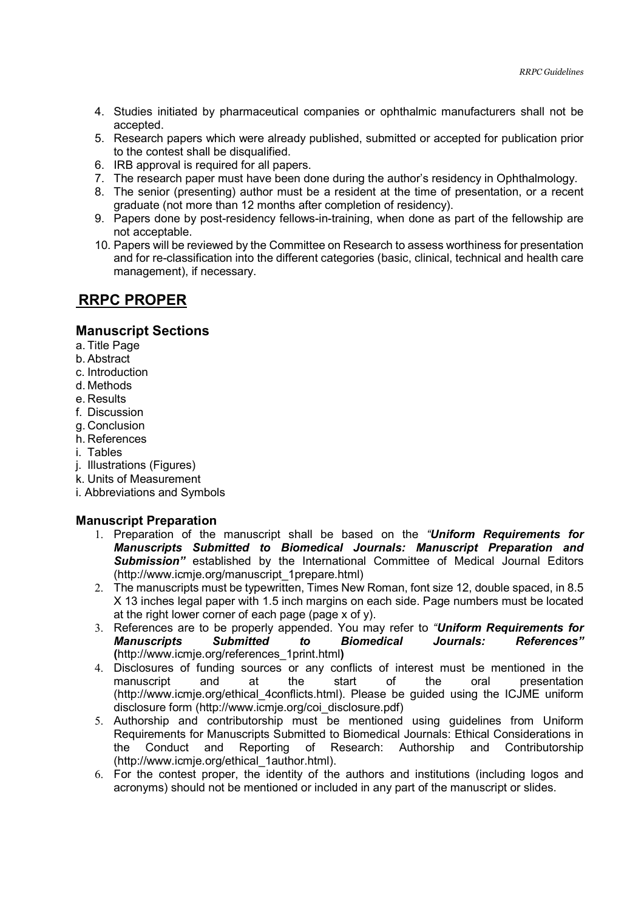4. Studies initiated by pharmaceutical companies or ophthalmic manufacturers shall not be accepted.
5. Research papers which were already published, submitted or accepted for publication prior to the contest shall be disqualified.
6. IRB approval is required for all papers.
7. The research paper must have been done during the author's residency in Ophthalmology.
8. The senior (presenting) author must be a resident at the time of presentation, or a recent graduate (not more than 12 months after completion of residency).
9. Papers done by post-residency fellows-in-training, when done as part of the fellowship are not acceptable.
10. Papers will be reviewed by the Committee on Research to assess worthiness for presentation and for re-classification into the different categories (basic, clinical, technical and health care management), if necessary.

## RRPC PROPER

### Manuscript Sections

a. Title Page
b. Abstract
c. Introduction
d. Methods
e. Results
f. Discussion
g. Conclusion
h. References
i. Tables
j. Illustrations (Figures)
k. Units of Measurement
i. Abbreviations and Symbols

#### Manuscript Preparation

1. Preparation of the manuscript shall be based on the ***"Uniform Requirements for Manuscripts Submitted to Biomedical Journals: Manuscript Preparation and Submission"*** established by the International Committee of Medical Journal Editors (http://www.icmje.org/manuscript_1prepare.html)
2. The manuscripts must be typewritten, Times New Roman, font size 12, double spaced, in 8.5 X 13 inches legal paper with 1.5 inch margins on each side. Page numbers must be located at the right lower corner of each page (page x of y).
3. References are to be properly appended. You may refer to ***"Uniform Requirements for Manuscripts Submitted to Biomedical Journals: References"*** **(**http://www.icmje.org/references_1print.html**)**
4. Disclosures of funding sources or any conflicts of interest must be mentioned in the manuscript and at the start of the oral presentation (http://www.icmje.org/ethical_4conflicts.html). Please be guided using the ICJME uniform disclosure form (http://www.icmje.org/coi_disclosure.pdf)
5. Authorship and contributorship must be mentioned using guidelines from Uniform Requirements for Manuscripts Submitted to Biomedical Journals: Ethical Considerations in the Conduct and Reporting of Research: Authorship and Contributorship (http://www.icmje.org/ethical_1author.html).
6. For the contest proper, the identity of the authors and institutions (including logos and acronyms) should not be mentioned or included in any part of the manuscript or slides.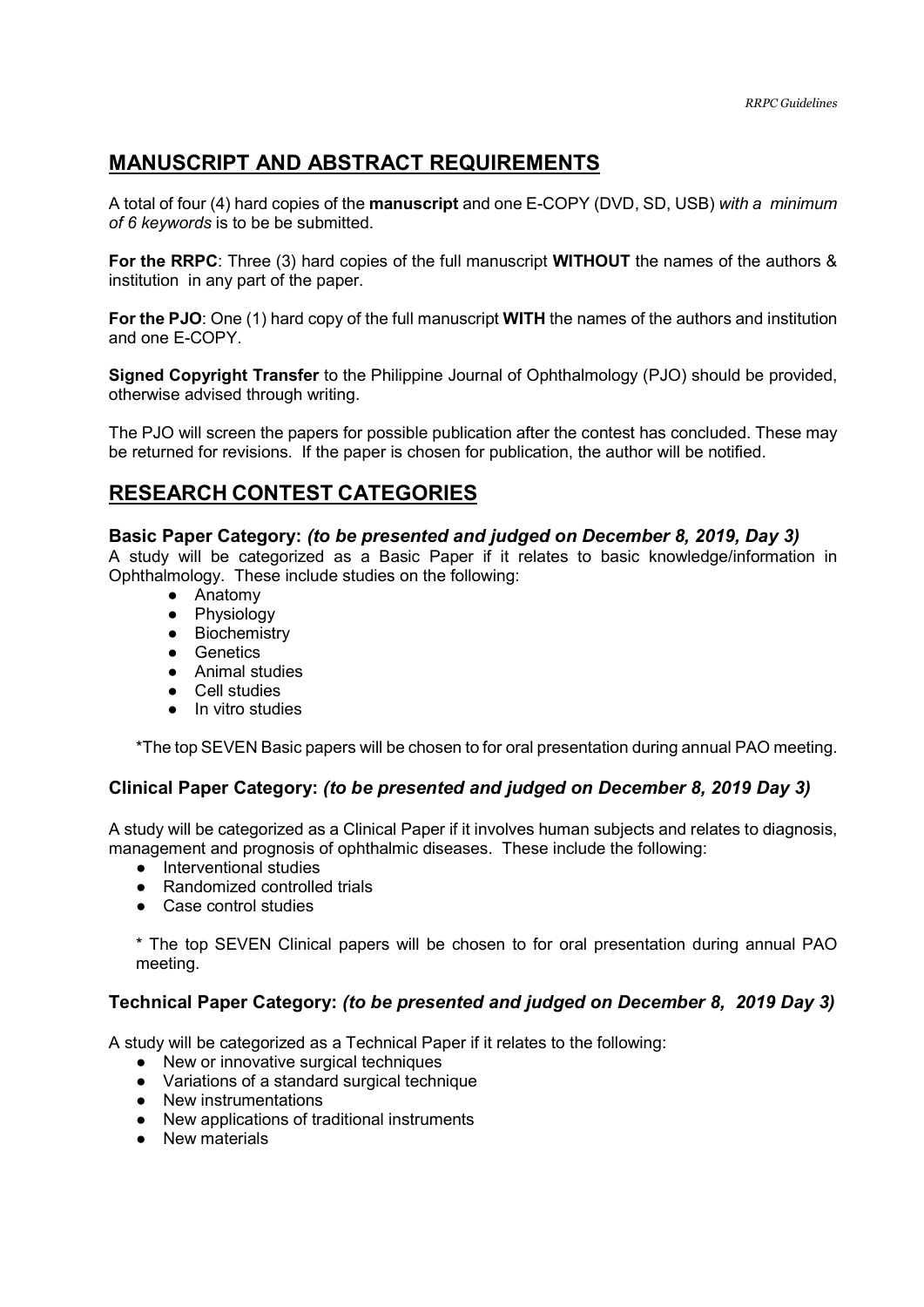## MANUSCRIPT AND ABSTRACT REQUIREMENTS

A total of four (4) hard copies of the **manuscript** and one E-COPY (DVD, SD, USB) *with a minimum of 6 keywords* is to be be submitted.

**For the RRPC**: Three (3) hard copies of the full manuscript **WITHOUT** the names of the authors & institution in any part of the paper.

**For the PJO**: One (1) hard copy of the full manuscript **WITH** the names of the authors and institution and one E-COPY.

**Signed Copyright Transfer** to the Philippine Journal of Ophthalmology (PJO) should be provided, otherwise advised through writing.

The PJO will screen the papers for possible publication after the contest has concluded. These may be returned for revisions. If the paper is chosen for publication, the author will be notified.

## RESEARCH CONTEST CATEGORIES

### Basic Paper Category: *(to be presented and judged on December 8, 2019, Day 3)*

A study will be categorized as a Basic Paper if it relates to basic knowledge/information in Ophthalmology. These include studies on the following:

- Anatomy
- Physiology
- Biochemistry
- Genetics
- Animal studies
- Cell studies
- In vitro studies

*The top SEVEN Basic papers will be chosen to for oral presentation during annual PAO meeting.

### Clinical Paper Category: *(to be presented and judged on December 8, 2019 Day 3)*

A study will be categorized as a Clinical Paper if it involves human subjects and relates to diagnosis, management and prognosis of ophthalmic diseases. These include the following:

- Interventional studies
- Randomized controlled trials
- Case control studies

* The top SEVEN Clinical papers will be chosen to for oral presentation during annual PAO meeting.

### Technical Paper Category: *(to be presented and judged on December 8, 2019 Day 3)*

A study will be categorized as a Technical Paper if it relates to the following:

- New or innovative surgical techniques
- Variations of a standard surgical technique
- New instrumentations
- New applications of traditional instruments
- New materials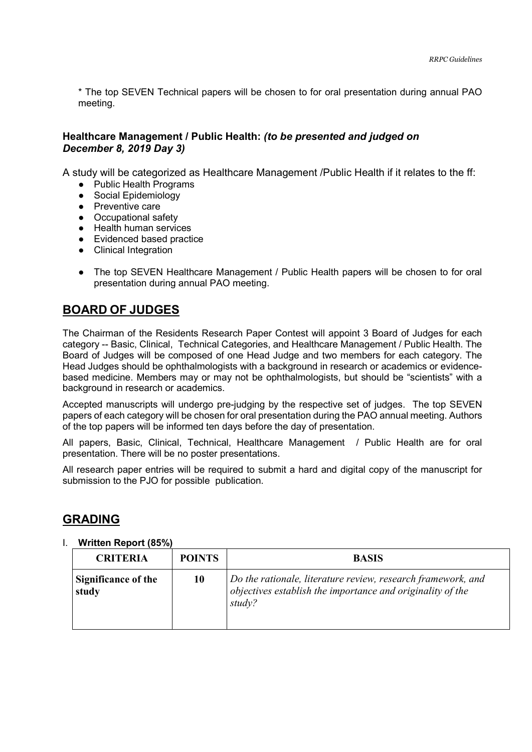* The top SEVEN Technical papers will be chosen to for oral presentation during annual PAO meeting.

**Healthcare Management / Public Health:** ***(to be presented and judged on December 8, 2019 Day 3)***

A study will be categorized as Healthcare Management /Public Health if it relates to the ff:

- Public Health Programs
- Social Epidemiology
- Preventive care
- Occupational safety
- Health human services
- Evidenced based practice
- Clinical Integration

- The top SEVEN Healthcare Management / Public Health papers will be chosen to for oral presentation during annual PAO meeting.

## BOARD OF JUDGES

The Chairman of the Residents Research Paper Contest will appoint 3 Board of Judges for each category -- Basic, Clinical, Technical Categories, and Healthcare Management / Public Health. The Board of Judges will be composed of one Head Judge and two members for each category. The Head Judges should be ophthalmologists with a background in research or academics or evidence-based medicine. Members may or may not be ophthalmologists, but should be "scientists" with a background in research or academics.

Accepted manuscripts will undergo pre-judging by the respective set of judges. The top SEVEN papers of each category will be chosen for oral presentation during the PAO annual meeting. Authors of the top papers will be informed ten days before the day of presentation.

All papers, Basic, Clinical, Technical, Healthcare Management / Public Health are for oral presentation. There will be no poster presentations.

All research paper entries will be required to submit a hard and digital copy of the manuscript for submission to the PJO for possible publication.

## GRADING

I. **Written Report (85%)**

| CRITERIA | POINTS | BASIS |
|---|---|---|
| **Significance of the study** | **10** | *Do the rationale, literature review, research framework, and objectives establish the importance and originality of the study?* |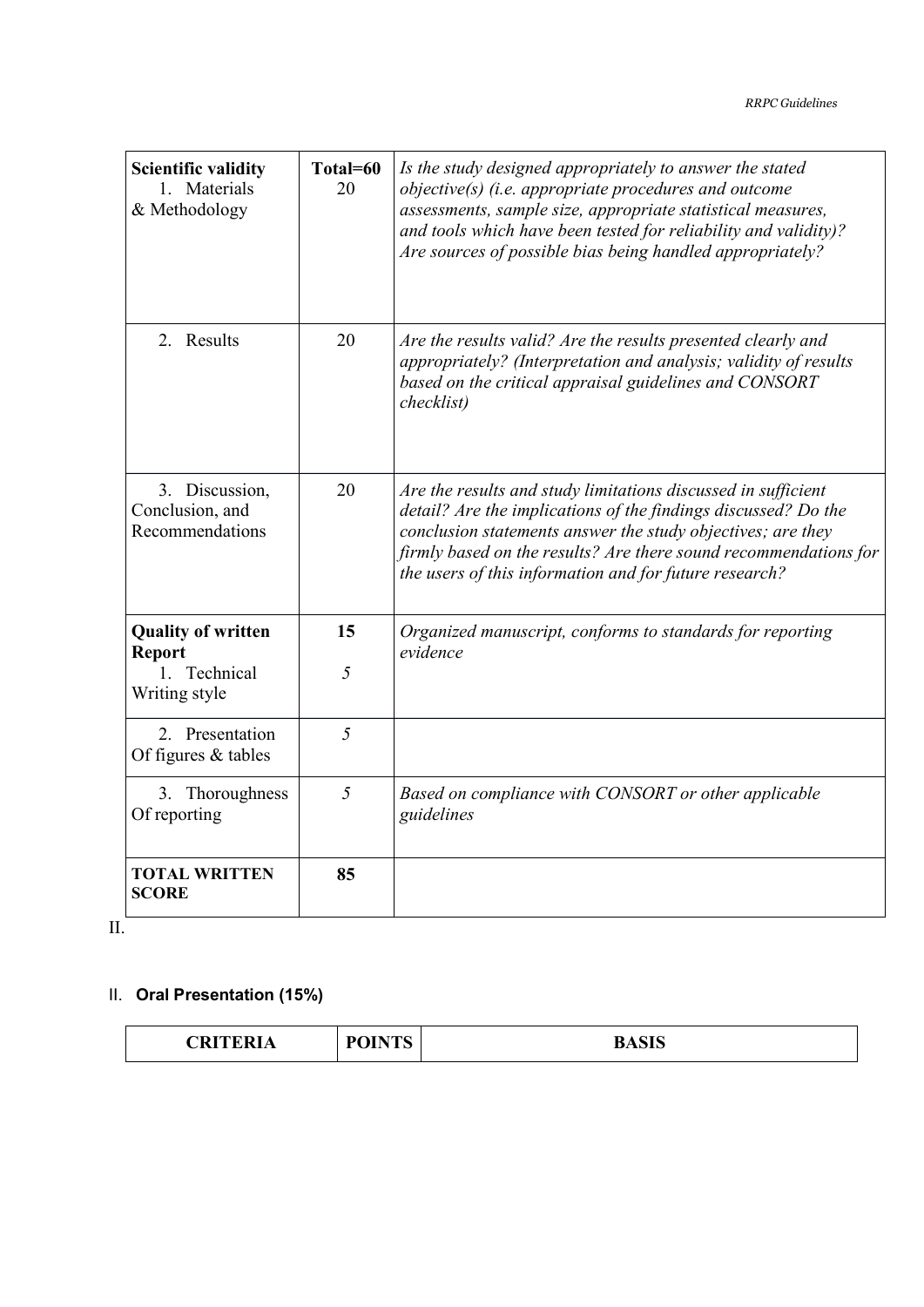| **Scientific validity**<br>1. Materials & Methodology | **Total=60**<br>20 | *Is the study designed appropriately to answer the stated objective(s) (i.e. appropriate procedures and outcome assessments, sample size, appropriate statistical measures, and tools which have been tested for reliability and validity)? Are sources of possible bias being handled appropriately?* |
|---|---|---|
| 2. Results | 20 | *Are the results valid? Are the results presented clearly and appropriately? (Interpretation and analysis; validity of results based on the critical appraisal guidelines and CONSORT checklist)* |
| 3. Discussion, Conclusion, and Recommendations | 20 | *Are the results and study limitations discussed in sufficient detail? Are the implications of the findings discussed? Do the conclusion statements answer the study objectives; are they firmly based on the results? Are there sound recommendations for the users of this information and for future research?* |
| **Quality of written Report**<br>1. Technical Writing style | **15**<br>*5* | *Organized manuscript, conforms to standards for reporting evidence* |
| 2. Presentation Of figures & tables | *5* | |
| 3. Thoroughness Of reporting | *5* | *Based on compliance with CONSORT or other applicable guidelines* |
| **TOTAL WRITTEN SCORE** | **85** | |

II.

## II. Oral Presentation (15%)

| CRITERIA | POINTS | BASIS |
|---|---|---|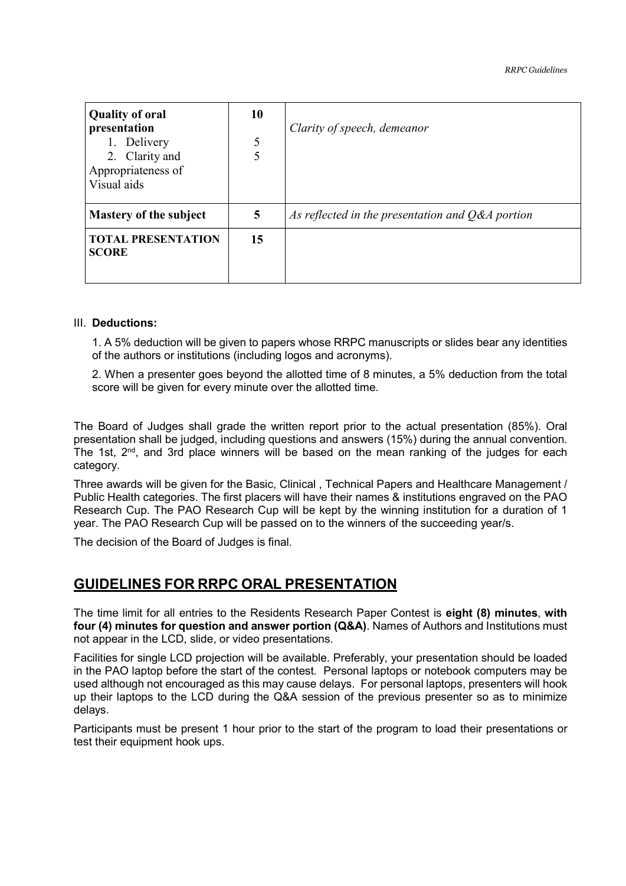| | | |
|---|---|---|
| **Quality of oral presentation**<br>1. Delivery<br>2. Clarity and Appropriateness of Visual aids | **10**<br><br>5<br>5 | *Clarity of speech, demeanor* |
| **Mastery of the subject** | **5** | *As reflected in the presentation and Q&A portion* |
| **TOTAL PRESENTATION SCORE** | **15** | |

III. **Deductions:**

1. A 5% deduction will be given to papers whose RRPC manuscripts or slides bear any identities of the authors or institutions (including logos and acronyms).

2. When a presenter goes beyond the allotted time of 8 minutes, a 5% deduction from the total score will be given for every minute over the allotted time.

The Board of Judges shall grade the written report prior to the actual presentation (85%). Oral presentation shall be judged, including questions and answers (15%) during the annual convention. The 1st, 2nd, and 3rd place winners will be based on the mean ranking of the judges for each category.

Three awards will be given for the Basic, Clinical , Technical Papers and Healthcare Management / Public Health categories. The first placers will have their names & institutions engraved on the PAO Research Cup. The PAO Research Cup will be kept by the winning institution for a duration of 1 year. The PAO Research Cup will be passed on to the winners of the succeeding year/s.

The decision of the Board of Judges is final.

## GUIDELINES FOR RRPC ORAL PRESENTATION

The time limit for all entries to the Residents Research Paper Contest is **eight (8) minutes**, **with four (4) minutes for question and answer portion (Q&A)**. Names of Authors and Institutions must not appear in the LCD, slide, or video presentations.

Facilities for single LCD projection will be available. Preferably, your presentation should be loaded in the PAO laptop before the start of the contest. Personal laptops or notebook computers may be used although not encouraged as this may cause delays. For personal laptops, presenters will hook up their laptops to the LCD during the Q&A session of the previous presenter so as to minimize delays.

Participants must be present 1 hour prior to the start of the program to load their presentations or test their equipment hook ups.